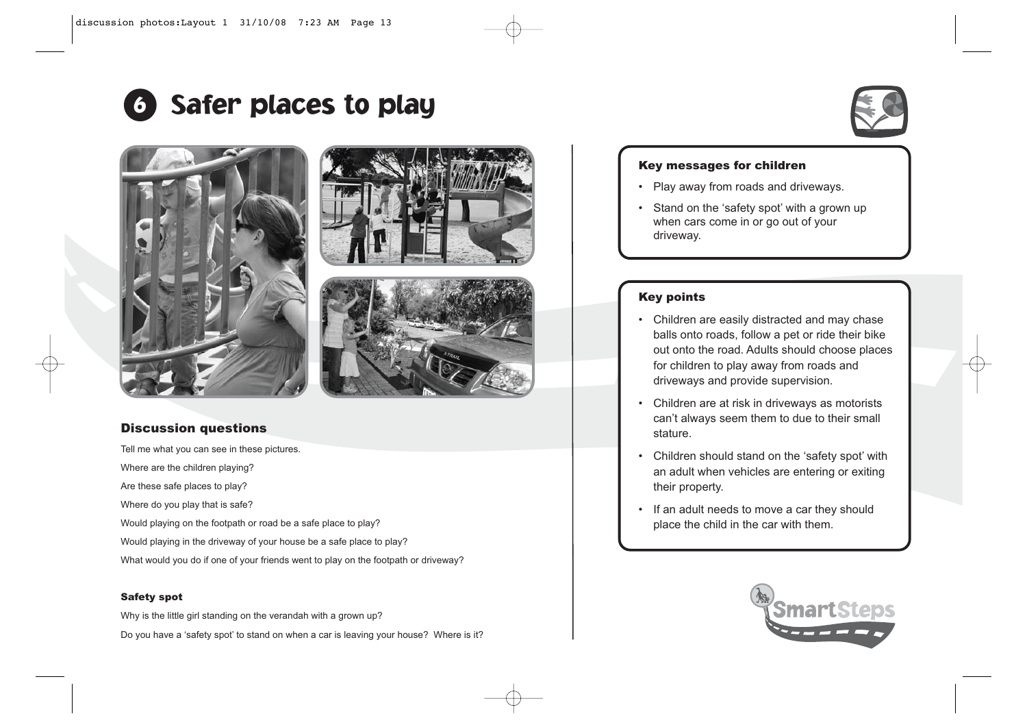# 6 Safer places to play

## Discussion questions

Tell me what you can see in these pictures.

Where are the children playing?

Are these safe places to play?

Where do you play that is safe?

Would playing on the footpath or road be a safe place to play?

Would playing in the driveway of your house be a safe place to play?

What would you do if one of your friends went to play on the footpath or driveway?

### Safety spot

Why is the little girl standing on the verandah with a grown up?

Do you have a 'safety spot' to stand on when a car is leaving your house? Where is it?

### Key messages for children

- Play away from roads and driveways.
- Stand on the 'safety spot' with a grown up when cars come in or go out of your driveway.

### Key points

- Children are easily distracted and may chase balls onto roads, follow a pet or ride their bike out onto the road. Adults should choose places for children to play away from roads and driveways and provide supervision.
- Children are at risk in driveways as motorists can't always seem them to due to their small stature.
- Children should stand on the 'safety spot' with an adult when vehicles are entering or exiting their property.
- If an adult needs to move a car they should place the child in the car with them.

SmartSteps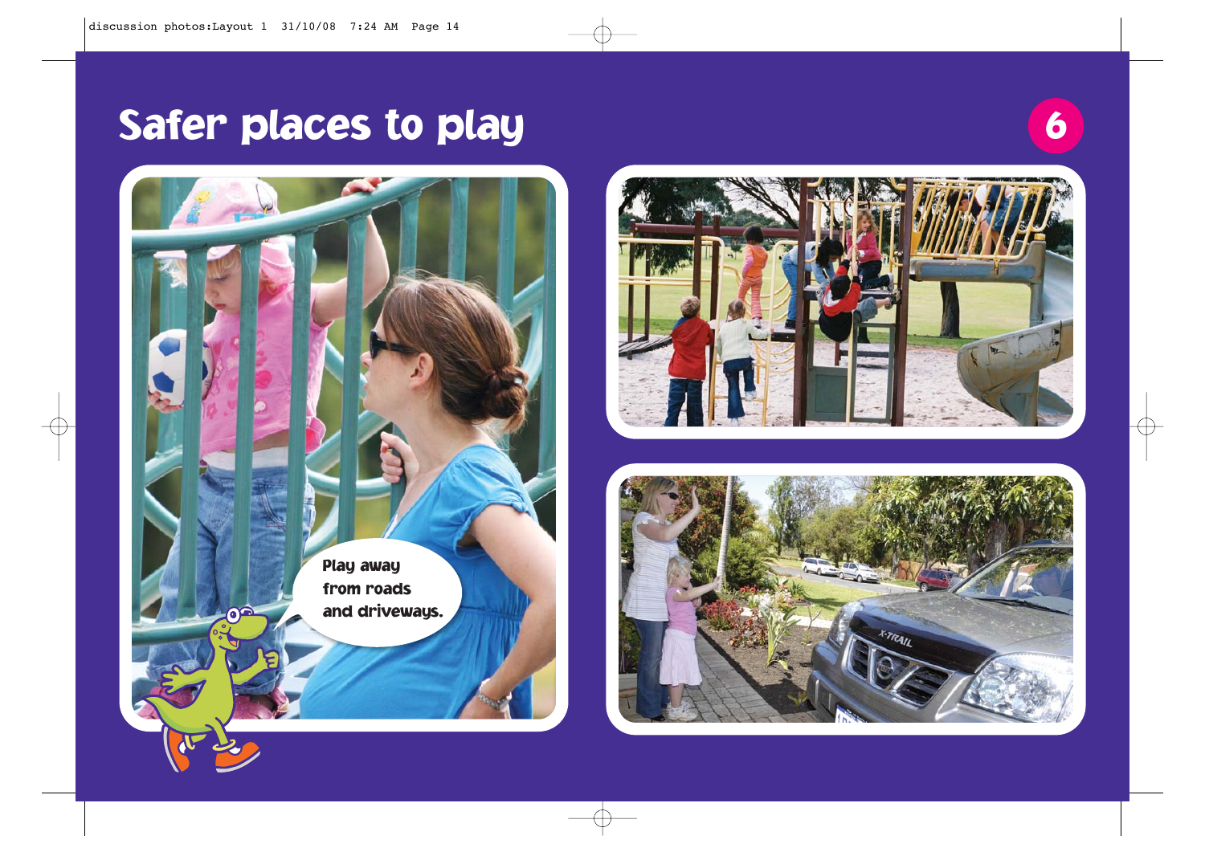# Safer places to play

6

Play away from roads and driveways.